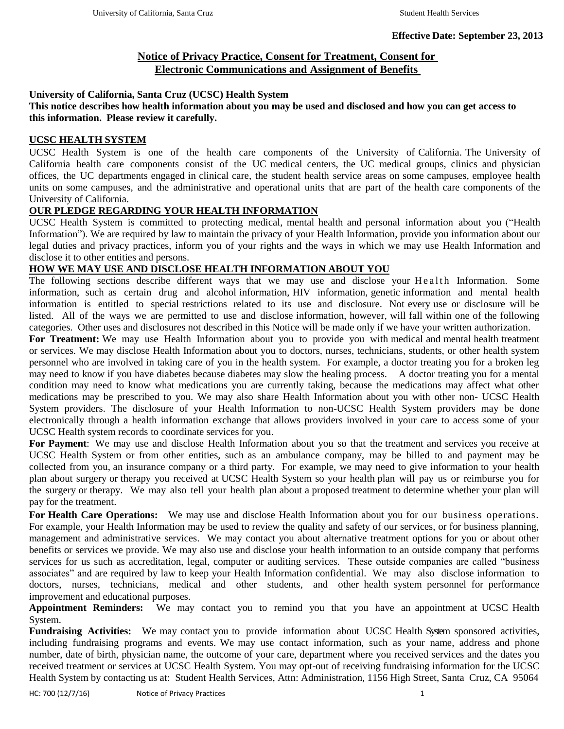**Effective Date: September 23, 2013**

# Notice of Privacy Practice, Consent for Treatment, Consent for Electronic Communications and Assignment of Benefits

**University of California, Santa Cruz (UCSC) Health System**

**This notice describes how health information about you may be used and disclosed and how you can get access to this information. Please review it carefully.**

## UCSC HEALTH SYSTEM

UCSC Health System is one of the health care components of the University of California. The University of California health care components consist of the UC medical centers, the UC medical groups, clinics and physician offices, the UC departments engaged in clinical care, the student health service areas on some campuses, employee health units on some campuses, and the administrative and operational units that are part of the health care components of the University of California.

## OUR PLEDGE REGARDING YOUR HEALTH INFORMATION

UCSC Health System is committed to protecting medical, mental health and personal information about you ("Health Information"). We are required by law to maintain the privacy of your Health Information, provide you information about our legal duties and privacy practices, inform you of your rights and the ways in which we may use Health Information and disclose it to other entities and persons.

## HOW WE MAY USE AND DISCLOSE HEALTH INFORMATION ABOUT YOU

The following sections describe different ways that we may use and disclose your Health Information. Some information, such as certain drug and alcohol information, HIV information, genetic information and mental health information is entitled to special restrictions related to its use and disclosure. Not every use or disclosure will be listed. All of the ways we are permitted to use and disclose information, however, will fall within one of the following categories. Other uses and disclosures not described in this Notice will be made only if we have your written authorization.

**For Treatment:** We may use Health Information about you to provide you with medical and mental health treatment or services. We may disclose Health Information about you to doctors, nurses, technicians, students, or other health system personnel who are involved in taking care of you in the health system. For example, a doctor treating you for a broken leg may need to know if you have diabetes because diabetes may slow the healing process. A doctor treating you for a mental condition may need to know what medications you are currently taking, because the medications may affect what other medications may be prescribed to you. We may also share Health Information about you with other non- UCSC Health System providers. The disclosure of your Health Information to non-UCSC Health System providers may be done electronically through a health information exchange that allows providers involved in your care to access some of your UCSC Health system records to coordinate services for you.

**For Payment**: We may use and disclose Health Information about you so that the treatment and services you receive at UCSC Health System or from other entities, such as an ambulance company, may be billed to and payment may be collected from you, an insurance company or a third party. For example, we may need to give information to your health plan about surgery or therapy you received at UCSC Health System so your health plan will pay us or reimburse you for the surgery or therapy. We may also tell your health plan about a proposed treatment to determine whether your plan will pay for the treatment.

**For Health Care Operations:** We may use and disclose Health Information about you for our business operations. For example, your Health Information may be used to review the quality and safety of our services, or for business planning, management and administrative services. We may contact you about alternative treatment options for you or about other benefits or services we provide. We may also use and disclose your health information to an outside company that performs services for us such as accreditation, legal, computer or auditing services. These outside companies are called "business associates" and are required by law to keep your Health Information confidential. We may also disclose information to doctors, nurses, technicians, medical and other students, and other health system personnel for performance improvement and educational purposes.

**Appointment Reminders:** We may contact you to remind you that you have an appointment at UCSC Health System.

**Fundraising Activities:** We may contact you to provide information about UCSC Health System sponsored activities, including fundraising programs and events. We may use contact information, such as your name, address and phone number, date of birth, physician name, the outcome of your care, department where you received services and the dates you received treatment or services at UCSC Health System. You may opt-out of receiving fundraising information for the UCSC Health System by contacting us at: Student Health Services, Attn: Administration, 1156 High Street, Santa Cruz, CA 95064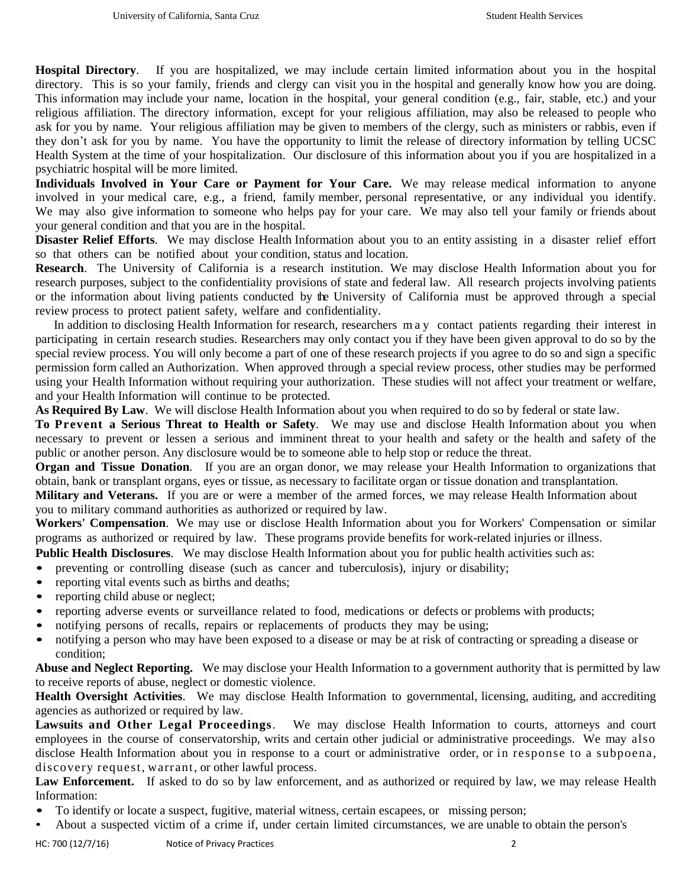**Hospital Directory**. If you are hospitalized, we may include certain limited information about you in the hospital directory. This is so your family, friends and clergy can visit you in the hospital and generally know how you are doing. This information may include your name, location in the hospital, your general condition (e.g., fair, stable, etc.) and your religious affiliation. The directory information, except for your religious affiliation, may also be released to people who ask for you by name. Your religious affiliation may be given to members of the clergy, such as ministers or rabbis, even if they don't ask for you by name. You have the opportunity to limit the release of directory information by telling UCSC Health System at the time of your hospitalization. Our disclosure of this information about you if you are hospitalized in a psychiatric hospital will be more limited.

**Individuals Involved in Your Care or Payment for Your Care.** We may release medical information to anyone involved in your medical care, e.g., a friend, family member, personal representative, or any individual you identify. We may also give information to someone who helps pay for your care. We may also tell your family or friends about your general condition and that you are in the hospital.

**Disaster Relief Efforts**. We may disclose Health Information about you to an entity assisting in a disaster relief effort so that others can be notified about your condition, status and location.

**Research**. The University of California is a research institution. We may disclose Health Information about you for research purposes, subject to the confidentiality provisions of state and federal law. All research projects involving patients or the information about living patients conducted by the University of California must be approved through a special review process to protect patient safety, welfare and confidentiality.

In addition to disclosing Health Information for research, researchers may contact patients regarding their interest in participating in certain research studies. Researchers may only contact you if they have been given approval to do so by the special review process. You will only become a part of one of these research projects if you agree to do so and sign a specific permission form called an Authorization. When approved through a special review process, other studies may be performed using your Health Information without requiring your authorization. These studies will not affect your treatment or welfare, and your Health Information will continue to be protected.

**As Required By Law**. We will disclose Health Information about you when required to do so by federal or state law.

**To Prevent a Serious Threat to Health or Safety**. We may use and disclose Health Information about you when necessary to prevent or lessen a serious and imminent threat to your health and safety or the health and safety of the public or another person. Any disclosure would be to someone able to help stop or reduce the threat.

**Organ and Tissue Donation**. If you are an organ donor, we may release your Health Information to organizations that obtain, bank or transplant organs, eyes or tissue, as necessary to facilitate organ or tissue donation and transplantation.

**Military and Veterans.** If you are or were a member of the armed forces, we may release Health Information about you to military command authorities as authorized or required by law.

**Workers' Compensation**. We may use or disclose Health Information about you for Workers' Compensation or similar programs as authorized or required by law. These programs provide benefits for work-related injuries or illness.

**Public Health Disclosures**. We may disclose Health Information about you for public health activities such as:

- preventing or controlling disease (such as cancer and tuberculosis), injury or disability;
- reporting vital events such as births and deaths;
- reporting child abuse or neglect;
- reporting adverse events or surveillance related to food, medications or defects or problems with products;
- notifying persons of recalls, repairs or replacements of products they may be using;
- notifying a person who may have been exposed to a disease or may be at risk of contracting or spreading a disease or condition;

**Abuse and Neglect Reporting.** We may disclose your Health Information to a government authority that is permitted by law to receive reports of abuse, neglect or domestic violence.

**Health Oversight Activities**. We may disclose Health Information to governmental, licensing, auditing, and accrediting agencies as authorized or required by law.

**Lawsuits and Other Legal Proceedings**. We may disclose Health Information to courts, attorneys and court employees in the course of conservatorship, writs and certain other judicial or administrative proceedings. We may also disclose Health Information about you in response to a court or administrative order, or in response to a subpoena, discovery request, warrant, or other lawful process.

**Law Enforcement.** If asked to do so by law enforcement, and as authorized or required by law, we may release Health Information:

- To identify or locate a suspect, fugitive, material witness, certain escapees, or missing person;
- About a suspected victim of a crime if, under certain limited circumstances, we are unable to obtain the person's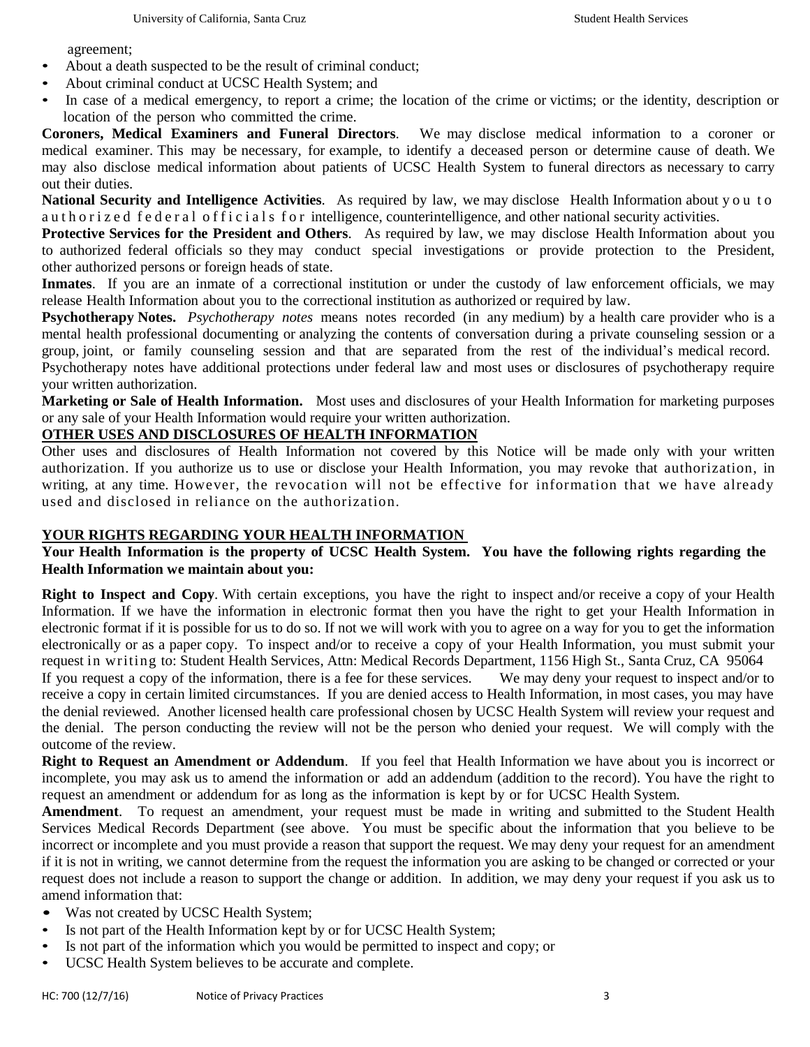agreement;

- About a death suspected to be the result of criminal conduct;
- About criminal conduct at UCSC Health System; and
- In case of a medical emergency, to report a crime; the location of the crime or victims; or the identity, description or location of the person who committed the crime.

**Coroners, Medical Examiners and Funeral Directors**. We may disclose medical information to a coroner or medical examiner. This may be necessary, for example, to identify a deceased person or determine cause of death. We may also disclose medical information about patients of UCSC Health System to funeral directors as necessary to carry out their duties.

**National Security and Intelligence Activities**. As required by law, we may disclose Health Information about you to authorized federal officials for intelligence, counterintelligence, and other national security activities.

**Protective Services for the President and Others**. As required by law, we may disclose Health Information about you to authorized federal officials so they may conduct special investigations or provide protection to the President, other authorized persons or foreign heads of state.

**Inmates**. If you are an inmate of a correctional institution or under the custody of law enforcement officials, we may release Health Information about you to the correctional institution as authorized or required by law.

**Psychotherapy Notes.** *Psychotherapy notes* means notes recorded (in any medium) by a health care provider who is a mental health professional documenting or analyzing the contents of conversation during a private counseling session or a group, joint, or family counseling session and that are separated from the rest of the individual's medical record. Psychotherapy notes have additional protections under federal law and most uses or disclosures of psychotherapy require your written authorization.

**Marketing or Sale of Health Information.** Most uses and disclosures of your Health Information for marketing purposes or any sale of your Health Information would require your written authorization.

**<u>OTHER USES AND DISCLOSURES OF HEALTH INFORMATION</u>**

Other uses and disclosures of Health Information not covered by this Notice will be made only with your written authorization. If you authorize us to use or disclose your Health Information, you may revoke that authorization, in writing, at any time. However, the revocation will not be effective for information that we have already used and disclosed in reliance on the authorization.

**<u>YOUR RIGHTS REGARDING YOUR HEALTH INFORMATION</u>**

**Your Health Information is the property of UCSC Health System. You have the following rights regarding the Health Information we maintain about you:**

**Right to Inspect and Copy**. With certain exceptions, you have the right to inspect and/or receive a copy of your Health Information. If we have the information in electronic format then you have the right to get your Health Information in electronic format if it is possible for us to do so. If not we will work with you to agree on a way for you to get the information electronically or as a paper copy. To inspect and/or to receive a copy of your Health Information, you must submit your request in writing to: Student Health Services, Attn: Medical Records Department, 1156 High St., Santa Cruz, CA 95064

If you request a copy of the information, there is a fee for these services. We may deny your request to inspect and/or to receive a copy in certain limited circumstances. If you are denied access to Health Information, in most cases, you may have the denial reviewed. Another licensed health care professional chosen by UCSC Health System will review your request and the denial. The person conducting the review will not be the person who denied your request. We will comply with the outcome of the review.

**Right to Request an Amendment or Addendum**. If you feel that Health Information we have about you is incorrect or incomplete, you may ask us to amend the information or add an addendum (addition to the record). You have the right to request an amendment or addendum for as long as the information is kept by or for UCSC Health System.

**Amendment**. To request an amendment, your request must be made in writing and submitted to the Student Health Services Medical Records Department (see above. You must be specific about the information that you believe to be incorrect or incomplete and you must provide a reason that support the request. We may deny your request for an amendment if it is not in writing, we cannot determine from the request the information you are asking to be changed or corrected or your request does not include a reason to support the change or addition. In addition, we may deny your request if you ask us to amend information that:

- Was not created by UCSC Health System;
- Is not part of the Health Information kept by or for UCSC Health System;
- Is not part of the information which you would be permitted to inspect and copy; or
- UCSC Health System believes to be accurate and complete.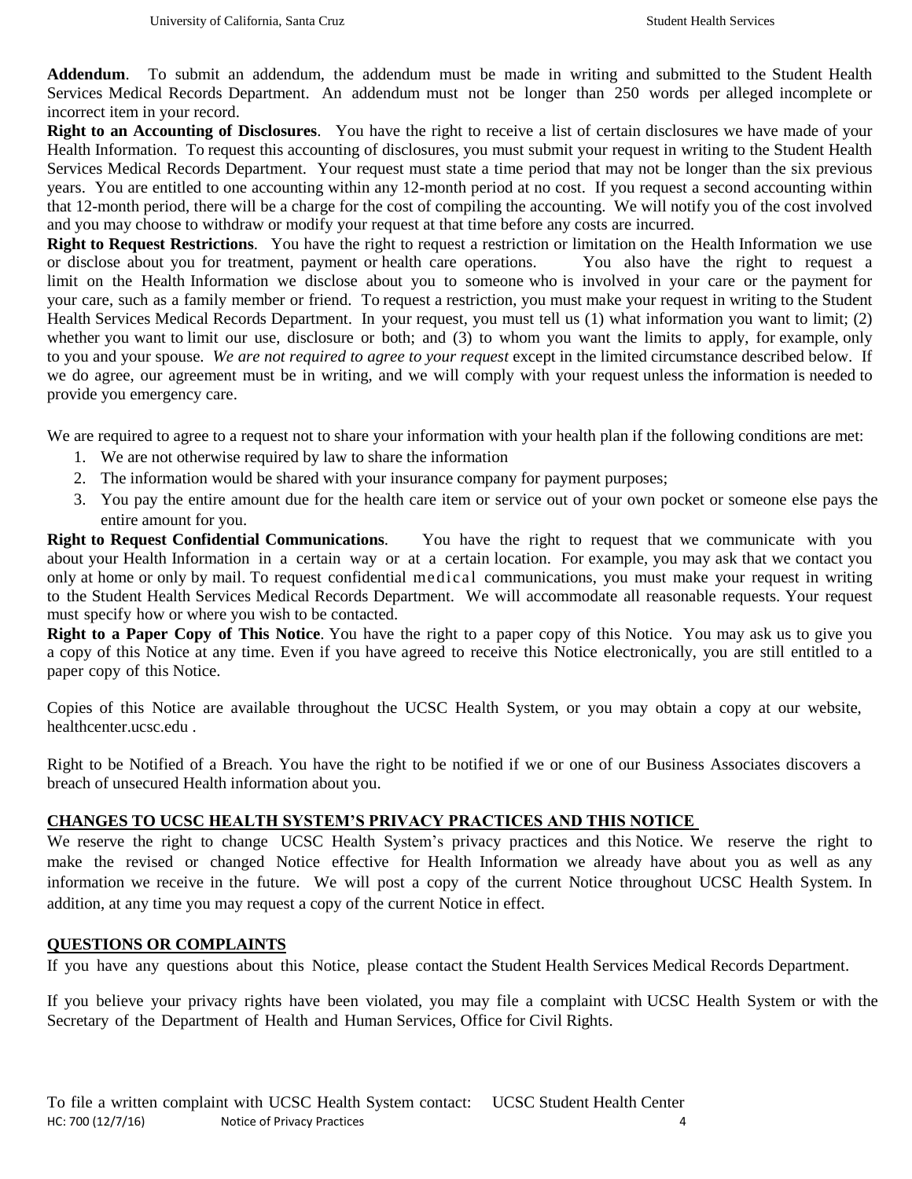**Addendum**. To submit an addendum, the addendum must be made in writing and submitted to the Student Health Services Medical Records Department. An addendum must not be longer than 250 words per alleged incomplete or incorrect item in your record.

**Right to an Accounting of Disclosures**. You have the right to receive a list of certain disclosures we have made of your Health Information. To request this accounting of disclosures, you must submit your request in writing to the Student Health Services Medical Records Department. Your request must state a time period that may not be longer than the six previous years. You are entitled to one accounting within any 12-month period at no cost. If you request a second accounting within that 12-month period, there will be a charge for the cost of compiling the accounting. We will notify you of the cost involved and you may choose to withdraw or modify your request at that time before any costs are incurred.

**Right to Request Restrictions**. You have the right to request a restriction or limitation on the Health Information we use or disclose about you for treatment, payment or health care operations. You also have the right to request a limit on the Health Information we disclose about you to someone who is involved in your care or the payment for your care, such as a family member or friend. To request a restriction, you must make your request in writing to the Student Health Services Medical Records Department. In your request, you must tell us (1) what information you want to limit; (2) whether you want to limit our use, disclosure or both; and (3) to whom you want the limits to apply, for example, only to you and your spouse. *We are not required to agree to your request* except in the limited circumstance described below. If we do agree, our agreement must be in writing, and we will comply with your request unless the information is needed to provide you emergency care.

We are required to agree to a request not to share your information with your health plan if the following conditions are met:

1. We are not otherwise required by law to share the information
2. The information would be shared with your insurance company for payment purposes;
3. You pay the entire amount due for the health care item or service out of your own pocket or someone else pays the entire amount for you.

**Right to Request Confidential Communications**. You have the right to request that we communicate with you about your Health Information in a certain way or at a certain location. For example, you may ask that we contact you only at home or only by mail. To request confidential medical communications, you must make your request in writing to the Student Health Services Medical Records Department. We will accommodate all reasonable requests. Your request must specify how or where you wish to be contacted.

**Right to a Paper Copy of This Notice**. You have the right to a paper copy of this Notice. You may ask us to give you a copy of this Notice at any time. Even if you have agreed to receive this Notice electronically, you are still entitled to a paper copy of this Notice.

Copies of this Notice are available throughout the UCSC Health System, or you may obtain a copy at our website, healthcenter.ucsc.edu .

Right to be Notified of a Breach. You have the right to be notified if we or one of our Business Associates discovers a breach of unsecured Health information about you.

## CHANGES TO UCSC HEALTH SYSTEM'S PRIVACY PRACTICES AND THIS NOTICE

We reserve the right to change UCSC Health System's privacy practices and this Notice. We reserve the right to make the revised or changed Notice effective for Health Information we already have about you as well as any information we receive in the future. We will post a copy of the current Notice throughout UCSC Health System. In addition, at any time you may request a copy of the current Notice in effect.

## QUESTIONS OR COMPLAINTS

If you have any questions about this Notice, please contact the Student Health Services Medical Records Department.

If you believe your privacy rights have been violated, you may file a complaint with UCSC Health System or with the Secretary of the Department of Health and Human Services, Office for Civil Rights.

To file a written complaint with UCSC Health System contact: UCSC Student Health Center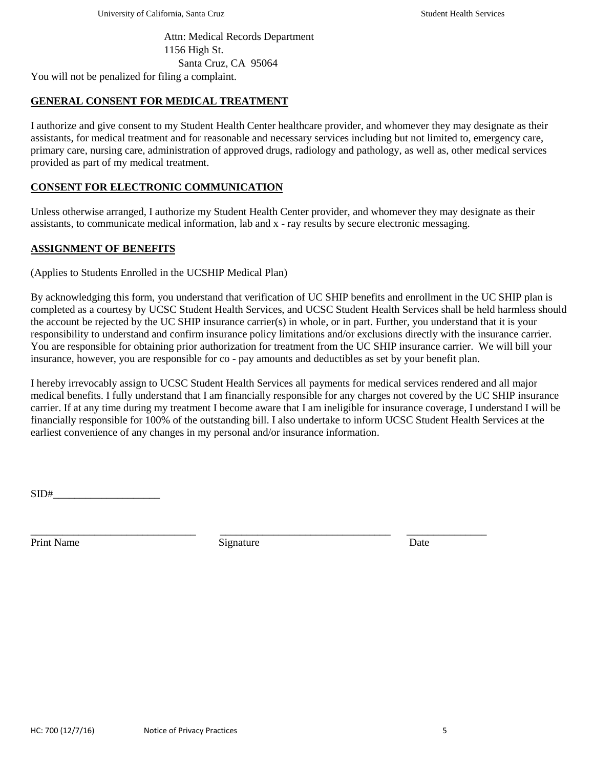Attn: Medical Records Department
1156 High St.
Santa Cruz, CA 95064

You will not be penalized for filing a complaint.

## GENERAL CONSENT FOR MEDICAL TREATMENT

I authorize and give consent to my Student Health Center healthcare provider, and whomever they may designate as their assistants, for medical treatment and for reasonable and necessary services including but not limited to, emergency care, primary care, nursing care, administration of approved drugs, radiology and pathology, as well as, other medical services provided as part of my medical treatment.

## CONSENT FOR ELECTRONIC COMMUNICATION

Unless otherwise arranged, I authorize my Student Health Center provider, and whomever they may designate as their assistants, to communicate medical information, lab and x - ray results by secure electronic messaging.

## ASSIGNMENT OF BENEFITS

(Applies to Students Enrolled in the UCSHIP Medical Plan)

By acknowledging this form, you understand that verification of UC SHIP benefits and enrollment in the UC SHIP plan is completed as a courtesy by UCSC Student Health Services, and UCSC Student Health Services shall be held harmless should the account be rejected by the UC SHIP insurance carrier(s) in whole, or in part. Further, you understand that it is your responsibility to understand and confirm insurance policy limitations and/or exclusions directly with the insurance carrier. You are responsible for obtaining prior authorization for treatment from the UC SHIP insurance carrier. We will bill your insurance, however, you are responsible for co - pay amounts and deductibles as set by your benefit plan.

I hereby irrevocably assign to UCSC Student Health Services all payments for medical services rendered and all major medical benefits. I fully understand that I am financially responsible for any charges not covered by the UC SHIP insurance carrier. If at any time during my treatment I become aware that I am ineligible for insurance coverage, I understand I will be financially responsible for 100% of the outstanding bill. I also undertake to inform UCSC Student Health Services at the earliest convenience of any changes in my personal and/or insurance information.

SID#____________________

_______________________________ _______________________________ _______________

Print Name Signature Date